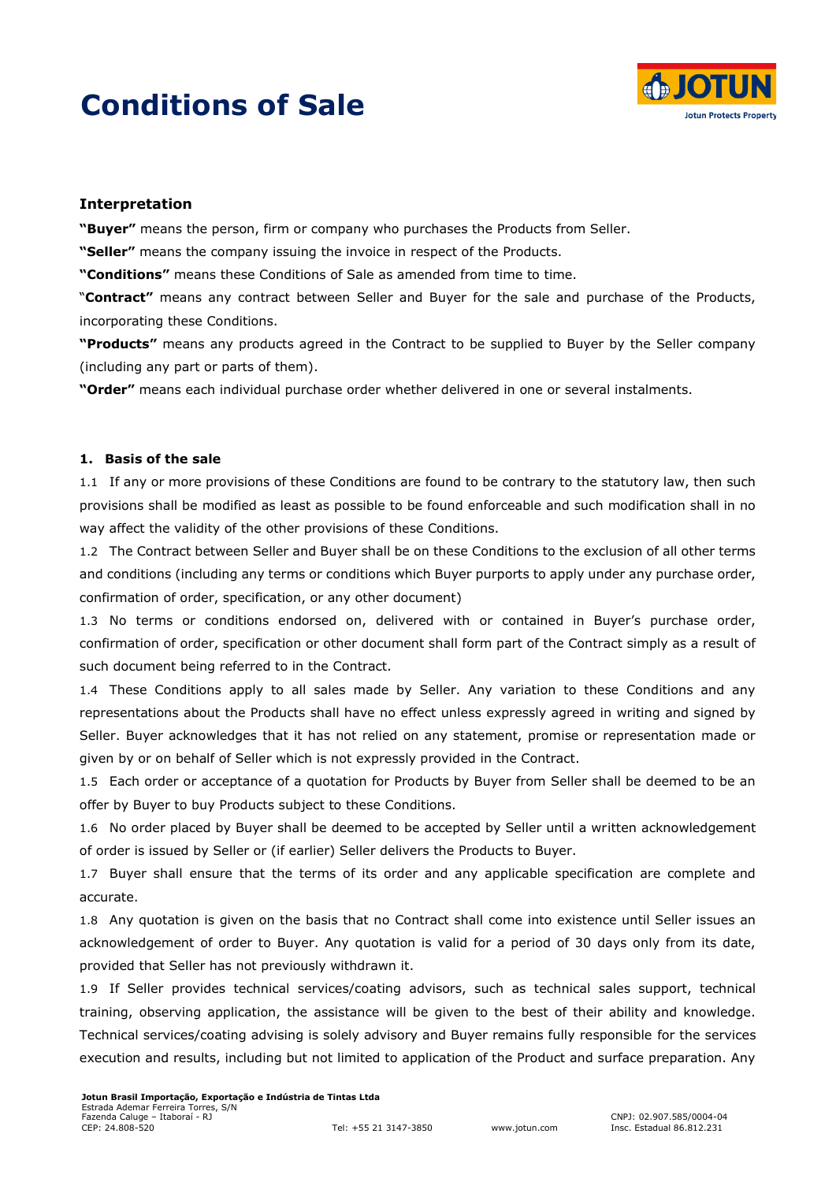# Conditions of Sale

## Interpretation

**"Buyer"** means the person, firm or company who purchases the Products from Seller.

**"Seller"** means the company issuing the invoice in respect of the Products.

**"Conditions"** means these Conditions of Sale as amended from time to time.

"**Contract"** means any contract between Seller and Buyer for the sale and purchase of the Products, incorporating these Conditions.

**"Products"** means any products agreed in the Contract to be supplied to Buyer by the Seller company (including any part or parts of them).

**"Order"** means each individual purchase order whether delivered in one or several instalments.

### 1. Basis of the sale

1.1 If any or more provisions of these Conditions are found to be contrary to the statutory law, then such provisions shall be modified as least as possible to be found enforceable and such modification shall in no way affect the validity of the other provisions of these Conditions.

1.2 The Contract between Seller and Buyer shall be on these Conditions to the exclusion of all other terms and conditions (including any terms or conditions which Buyer purports to apply under any purchase order, confirmation of order, specification, or any other document)

1.3 No terms or conditions endorsed on, delivered with or contained in Buyer's purchase order, confirmation of order, specification or other document shall form part of the Contract simply as a result of such document being referred to in the Contract.

1.4 These Conditions apply to all sales made by Seller. Any variation to these Conditions and any representations about the Products shall have no effect unless expressly agreed in writing and signed by Seller. Buyer acknowledges that it has not relied on any statement, promise or representation made or given by or on behalf of Seller which is not expressly provided in the Contract.

1.5 Each order or acceptance of a quotation for Products by Buyer from Seller shall be deemed to be an offer by Buyer to buy Products subject to these Conditions.

1.6 No order placed by Buyer shall be deemed to be accepted by Seller until a written acknowledgement of order is issued by Seller or (if earlier) Seller delivers the Products to Buyer.

1.7 Buyer shall ensure that the terms of its order and any applicable specification are complete and accurate.

1.8 Any quotation is given on the basis that no Contract shall come into existence until Seller issues an acknowledgement of order to Buyer. Any quotation is valid for a period of 30 days only from its date, provided that Seller has not previously withdrawn it.

1.9 If Seller provides technical services/coating advisors, such as technical sales support, technical training, observing application, the assistance will be given to the best of their ability and knowledge. Technical services/coating advising is solely advisory and Buyer remains fully responsible for the services execution and results, including but not limited to application of the Product and surface preparation. Any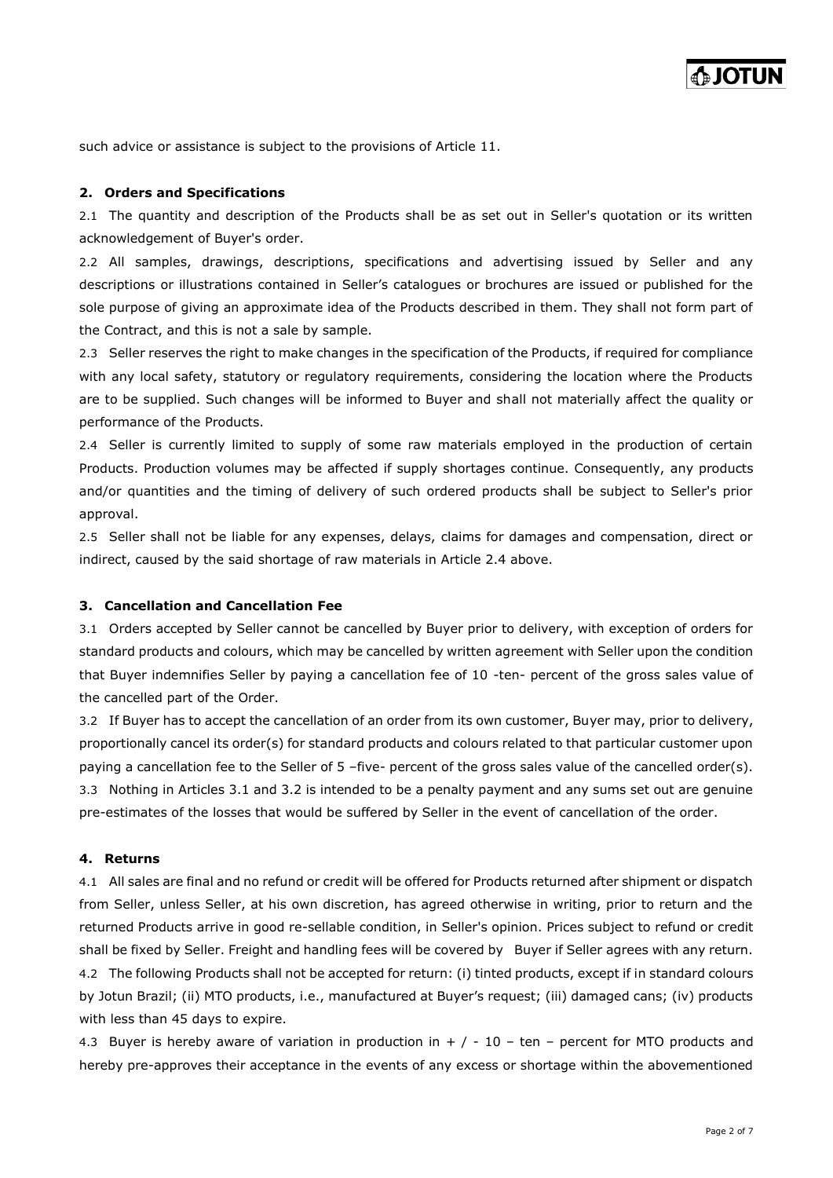such advice or assistance is subject to the provisions of Article 11.

## 2. Orders and Specifications

2.1 The quantity and description of the Products shall be as set out in Seller's quotation or its written acknowledgement of Buyer's order.

2.2 All samples, drawings, descriptions, specifications and advertising issued by Seller and any descriptions or illustrations contained in Seller's catalogues or brochures are issued or published for the sole purpose of giving an approximate idea of the Products described in them. They shall not form part of the Contract, and this is not a sale by sample.

2.3 Seller reserves the right to make changes in the specification of the Products, if required for compliance with any local safety, statutory or regulatory requirements, considering the location where the Products are to be supplied. Such changes will be informed to Buyer and shall not materially affect the quality or performance of the Products.

2.4 Seller is currently limited to supply of some raw materials employed in the production of certain Products. Production volumes may be affected if supply shortages continue. Consequently, any products and/or quantities and the timing of delivery of such ordered products shall be subject to Seller's prior approval.

2.5 Seller shall not be liable for any expenses, delays, claims for damages and compensation, direct or indirect, caused by the said shortage of raw materials in Article 2.4 above.

## 3. Cancellation and Cancellation Fee

3.1 Orders accepted by Seller cannot be cancelled by Buyer prior to delivery, with exception of orders for standard products and colours, which may be cancelled by written agreement with Seller upon the condition that Buyer indemnifies Seller by paying a cancellation fee of 10 -ten- percent of the gross sales value of the cancelled part of the Order.

3.2 If Buyer has to accept the cancellation of an order from its own customer, Buyer may, prior to delivery, proportionally cancel its order(s) for standard products and colours related to that particular customer upon paying a cancellation fee to the Seller of 5 –five- percent of the gross sales value of the cancelled order(s).

3.3 Nothing in Articles 3.1 and 3.2 is intended to be a penalty payment and any sums set out are genuine pre-estimates of the losses that would be suffered by Seller in the event of cancellation of the order.

## 4. Returns

4.1 All sales are final and no refund or credit will be offered for Products returned after shipment or dispatch from Seller, unless Seller, at his own discretion, has agreed otherwise in writing, prior to return and the returned Products arrive in good re-sellable condition, in Seller's opinion. Prices subject to refund or credit shall be fixed by Seller. Freight and handling fees will be covered by Buyer if Seller agrees with any return.

4.2 The following Products shall not be accepted for return: (i) tinted products, except if in standard colours by Jotun Brazil; (ii) MTO products, i.e., manufactured at Buyer's request; (iii) damaged cans; (iv) products with less than 45 days to expire.

4.3 Buyer is hereby aware of variation in production in + / - 10 – ten – percent for MTO products and hereby pre-approves their acceptance in the events of any excess or shortage within the abovementioned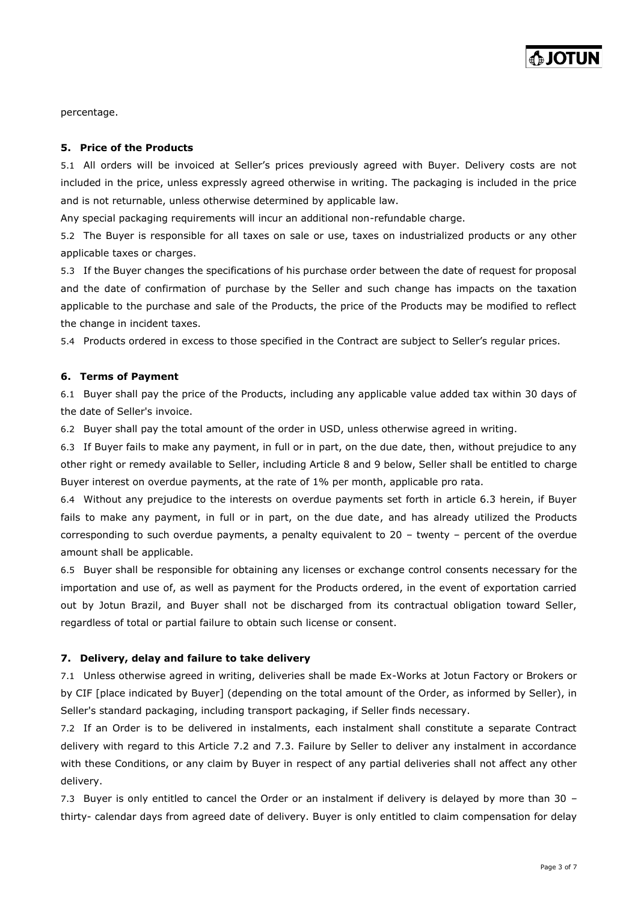percentage.

### 5. Price of the Products

5.1 All orders will be invoiced at Seller's prices previously agreed with Buyer. Delivery costs are not included in the price, unless expressly agreed otherwise in writing. The packaging is included in the price and is not returnable, unless otherwise determined by applicable law.

Any special packaging requirements will incur an additional non-refundable charge.

5.2 The Buyer is responsible for all taxes on sale or use, taxes on industrialized products or any other applicable taxes or charges.

5.3 If the Buyer changes the specifications of his purchase order between the date of request for proposal and the date of confirmation of purchase by the Seller and such change has impacts on the taxation applicable to the purchase and sale of the Products, the price of the Products may be modified to reflect the change in incident taxes.

5.4 Products ordered in excess to those specified in the Contract are subject to Seller's regular prices.

### 6. Terms of Payment

6.1 Buyer shall pay the price of the Products, including any applicable value added tax within 30 days of the date of Seller's invoice.

6.2 Buyer shall pay the total amount of the order in USD, unless otherwise agreed in writing.

6.3 If Buyer fails to make any payment, in full or in part, on the due date, then, without prejudice to any other right or remedy available to Seller, including Article 8 and 9 below, Seller shall be entitled to charge Buyer interest on overdue payments, at the rate of 1% per month, applicable pro rata.

6.4 Without any prejudice to the interests on overdue payments set forth in article 6.3 herein, if Buyer fails to make any payment, in full or in part, on the due date, and has already utilized the Products corresponding to such overdue payments, a penalty equivalent to 20 – twenty – percent of the overdue amount shall be applicable.

6.5 Buyer shall be responsible for obtaining any licenses or exchange control consents necessary for the importation and use of, as well as payment for the Products ordered, in the event of exportation carried out by Jotun Brazil, and Buyer shall not be discharged from its contractual obligation toward Seller, regardless of total or partial failure to obtain such license or consent.

### 7. Delivery, delay and failure to take delivery

7.1 Unless otherwise agreed in writing, deliveries shall be made Ex-Works at Jotun Factory or Brokers or by CIF [place indicated by Buyer] (depending on the total amount of the Order, as informed by Seller), in Seller's standard packaging, including transport packaging, if Seller finds necessary.

7.2 If an Order is to be delivered in instalments, each instalment shall constitute a separate Contract delivery with regard to this Article 7.2 and 7.3. Failure by Seller to deliver any instalment in accordance with these Conditions, or any claim by Buyer in respect of any partial deliveries shall not affect any other delivery.

7.3 Buyer is only entitled to cancel the Order or an instalment if delivery is delayed by more than 30 – thirty- calendar days from agreed date of delivery. Buyer is only entitled to claim compensation for delay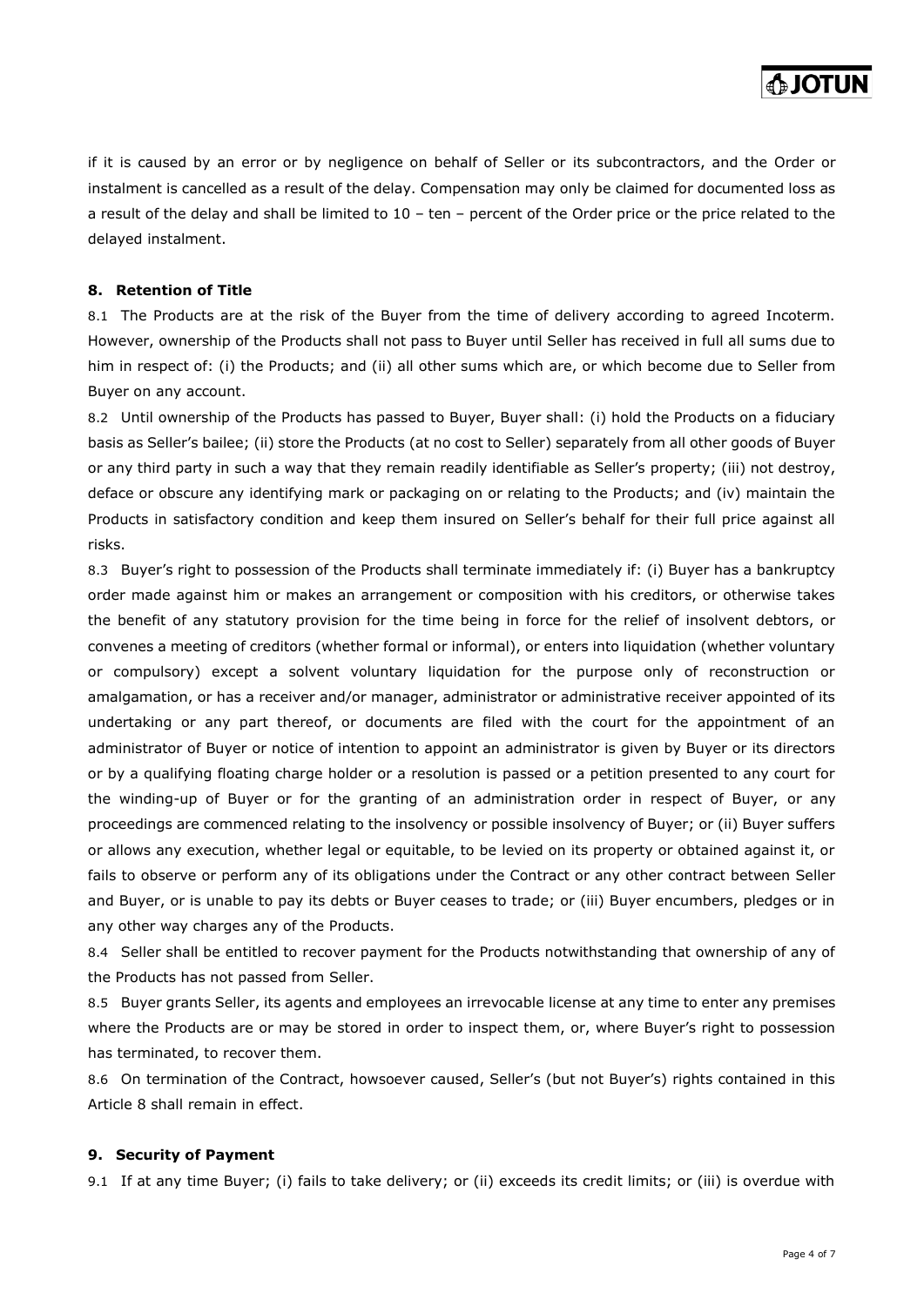if it is caused by an error or by negligence on behalf of Seller or its subcontractors, and the Order or instalment is cancelled as a result of the delay. Compensation may only be claimed for documented loss as a result of the delay and shall be limited to 10 – ten – percent of the Order price or the price related to the delayed instalment.

**8. Retention of Title**

8.1 The Products are at the risk of the Buyer from the time of delivery according to agreed Incoterm. However, ownership of the Products shall not pass to Buyer until Seller has received in full all sums due to him in respect of: (i) the Products; and (ii) all other sums which are, or which become due to Seller from Buyer on any account.

8.2 Until ownership of the Products has passed to Buyer, Buyer shall: (i) hold the Products on a fiduciary basis as Seller's bailee; (ii) store the Products (at no cost to Seller) separately from all other goods of Buyer or any third party in such a way that they remain readily identifiable as Seller's property; (iii) not destroy, deface or obscure any identifying mark or packaging on or relating to the Products; and (iv) maintain the Products in satisfactory condition and keep them insured on Seller's behalf for their full price against all risks.

8.3 Buyer's right to possession of the Products shall terminate immediately if: (i) Buyer has a bankruptcy order made against him or makes an arrangement or composition with his creditors, or otherwise takes the benefit of any statutory provision for the time being in force for the relief of insolvent debtors, or convenes a meeting of creditors (whether formal or informal), or enters into liquidation (whether voluntary or compulsory) except a solvent voluntary liquidation for the purpose only of reconstruction or amalgamation, or has a receiver and/or manager, administrator or administrative receiver appointed of its undertaking or any part thereof, or documents are filed with the court for the appointment of an administrator of Buyer or notice of intention to appoint an administrator is given by Buyer or its directors or by a qualifying floating charge holder or a resolution is passed or a petition presented to any court for the winding-up of Buyer or for the granting of an administration order in respect of Buyer, or any proceedings are commenced relating to the insolvency or possible insolvency of Buyer; or (ii) Buyer suffers or allows any execution, whether legal or equitable, to be levied on its property or obtained against it, or fails to observe or perform any of its obligations under the Contract or any other contract between Seller and Buyer, or is unable to pay its debts or Buyer ceases to trade; or (iii) Buyer encumbers, pledges or in any other way charges any of the Products.

8.4 Seller shall be entitled to recover payment for the Products notwithstanding that ownership of any of the Products has not passed from Seller.

8.5 Buyer grants Seller, its agents and employees an irrevocable license at any time to enter any premises where the Products are or may be stored in order to inspect them, or, where Buyer's right to possession has terminated, to recover them.

8.6 On termination of the Contract, howsoever caused, Seller's (but not Buyer's) rights contained in this Article 8 shall remain in effect.

**9. Security of Payment**

9.1 If at any time Buyer; (i) fails to take delivery; or (ii) exceeds its credit limits; or (iii) is overdue with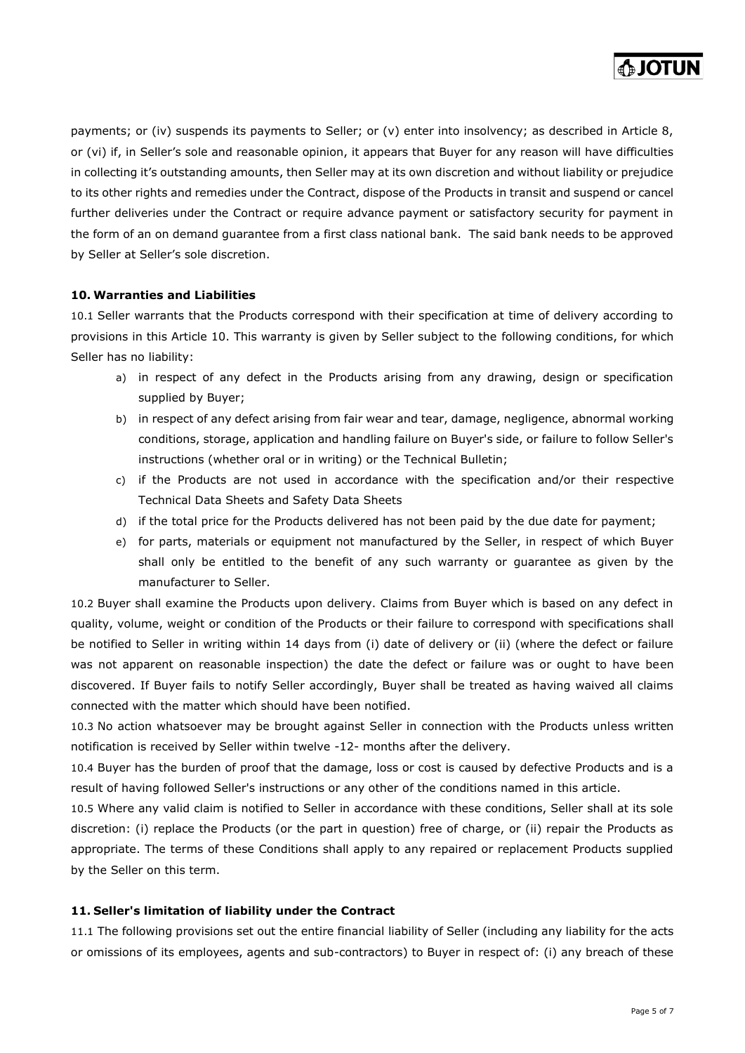payments; or (iv) suspends its payments to Seller; or (v) enter into insolvency; as described in Article 8, or (vi) if, in Seller's sole and reasonable opinion, it appears that Buyer for any reason will have difficulties in collecting it's outstanding amounts, then Seller may at its own discretion and without liability or prejudice to its other rights and remedies under the Contract, dispose of the Products in transit and suspend or cancel further deliveries under the Contract or require advance payment or satisfactory security for payment in the form of an on demand guarantee from a first class national bank. The said bank needs to be approved by Seller at Seller's sole discretion.

### 10. Warranties and Liabilities

10.1 Seller warrants that the Products correspond with their specification at time of delivery according to provisions in this Article 10. This warranty is given by Seller subject to the following conditions, for which Seller has no liability:

a) in respect of any defect in the Products arising from any drawing, design or specification supplied by Buyer;
b) in respect of any defect arising from fair wear and tear, damage, negligence, abnormal working conditions, storage, application and handling failure on Buyer's side, or failure to follow Seller's instructions (whether oral or in writing) or the Technical Bulletin;
c) if the Products are not used in accordance with the specification and/or their respective Technical Data Sheets and Safety Data Sheets
d) if the total price for the Products delivered has not been paid by the due date for payment;
e) for parts, materials or equipment not manufactured by the Seller, in respect of which Buyer shall only be entitled to the benefit of any such warranty or guarantee as given by the manufacturer to Seller.

10.2 Buyer shall examine the Products upon delivery. Claims from Buyer which is based on any defect in quality, volume, weight or condition of the Products or their failure to correspond with specifications shall be notified to Seller in writing within 14 days from (i) date of delivery or (ii) (where the defect or failure was not apparent on reasonable inspection) the date the defect or failure was or ought to have been discovered. If Buyer fails to notify Seller accordingly, Buyer shall be treated as having waived all claims connected with the matter which should have been notified.

10.3 No action whatsoever may be brought against Seller in connection with the Products unless written notification is received by Seller within twelve -12- months after the delivery.

10.4 Buyer has the burden of proof that the damage, loss or cost is caused by defective Products and is a result of having followed Seller's instructions or any other of the conditions named in this article.

10.5 Where any valid claim is notified to Seller in accordance with these conditions, Seller shall at its sole discretion: (i) replace the Products (or the part in question) free of charge, or (ii) repair the Products as appropriate. The terms of these Conditions shall apply to any repaired or replacement Products supplied by the Seller on this term.

### 11. Seller's limitation of liability under the Contract

11.1 The following provisions set out the entire financial liability of Seller (including any liability for the acts or omissions of its employees, agents and sub-contractors) to Buyer in respect of: (i) any breach of these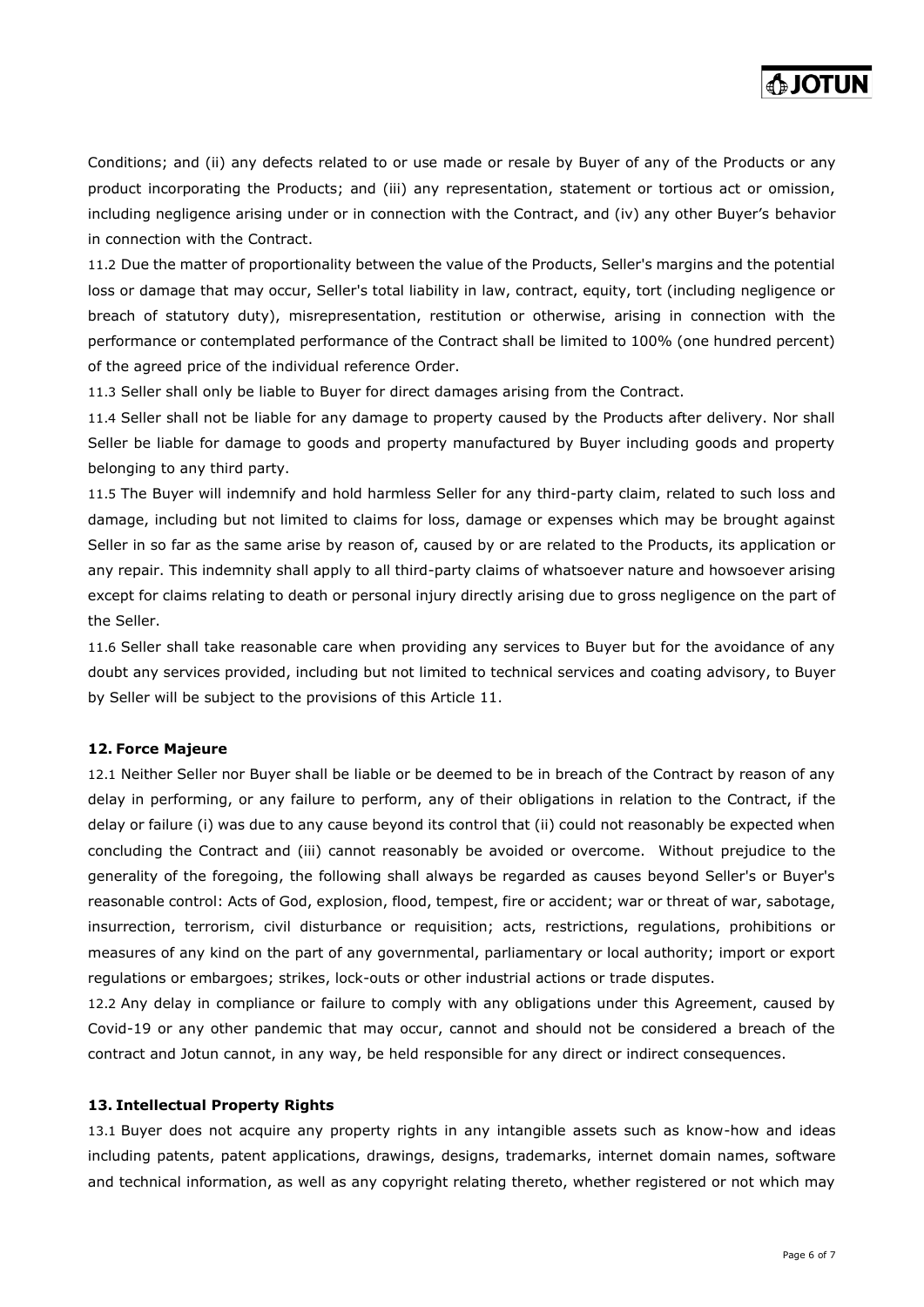Conditions; and (ii) any defects related to or use made or resale by Buyer of any of the Products or any product incorporating the Products; and (iii) any representation, statement or tortious act or omission, including negligence arising under or in connection with the Contract, and (iv) any other Buyer's behavior in connection with the Contract.

11.2 Due the matter of proportionality between the value of the Products, Seller's margins and the potential loss or damage that may occur, Seller's total liability in law, contract, equity, tort (including negligence or breach of statutory duty), misrepresentation, restitution or otherwise, arising in connection with the performance or contemplated performance of the Contract shall be limited to 100% (one hundred percent) of the agreed price of the individual reference Order.

11.3 Seller shall only be liable to Buyer for direct damages arising from the Contract.

11.4 Seller shall not be liable for any damage to property caused by the Products after delivery. Nor shall Seller be liable for damage to goods and property manufactured by Buyer including goods and property belonging to any third party.

11.5 The Buyer will indemnify and hold harmless Seller for any third-party claim, related to such loss and damage, including but not limited to claims for loss, damage or expenses which may be brought against Seller in so far as the same arise by reason of, caused by or are related to the Products, its application or any repair. This indemnity shall apply to all third-party claims of whatsoever nature and howsoever arising except for claims relating to death or personal injury directly arising due to gross negligence on the part of the Seller.

11.6 Seller shall take reasonable care when providing any services to Buyer but for the avoidance of any doubt any services provided, including but not limited to technical services and coating advisory, to Buyer by Seller will be subject to the provisions of this Article 11.

## 12. Force Majeure

12.1 Neither Seller nor Buyer shall be liable or be deemed to be in breach of the Contract by reason of any delay in performing, or any failure to perform, any of their obligations in relation to the Contract, if the delay or failure (i) was due to any cause beyond its control that (ii) could not reasonably be expected when concluding the Contract and (iii) cannot reasonably be avoided or overcome. Without prejudice to the generality of the foregoing, the following shall always be regarded as causes beyond Seller's or Buyer's reasonable control: Acts of God, explosion, flood, tempest, fire or accident; war or threat of war, sabotage, insurrection, terrorism, civil disturbance or requisition; acts, restrictions, regulations, prohibitions or measures of any kind on the part of any governmental, parliamentary or local authority; import or export regulations or embargoes; strikes, lock-outs or other industrial actions or trade disputes.

12.2 Any delay in compliance or failure to comply with any obligations under this Agreement, caused by Covid-19 or any other pandemic that may occur, cannot and should not be considered a breach of the contract and Jotun cannot, in any way, be held responsible for any direct or indirect consequences.

## 13. Intellectual Property Rights

13.1 Buyer does not acquire any property rights in any intangible assets such as know-how and ideas including patents, patent applications, drawings, designs, trademarks, internet domain names, software and technical information, as well as any copyright relating thereto, whether registered or not which may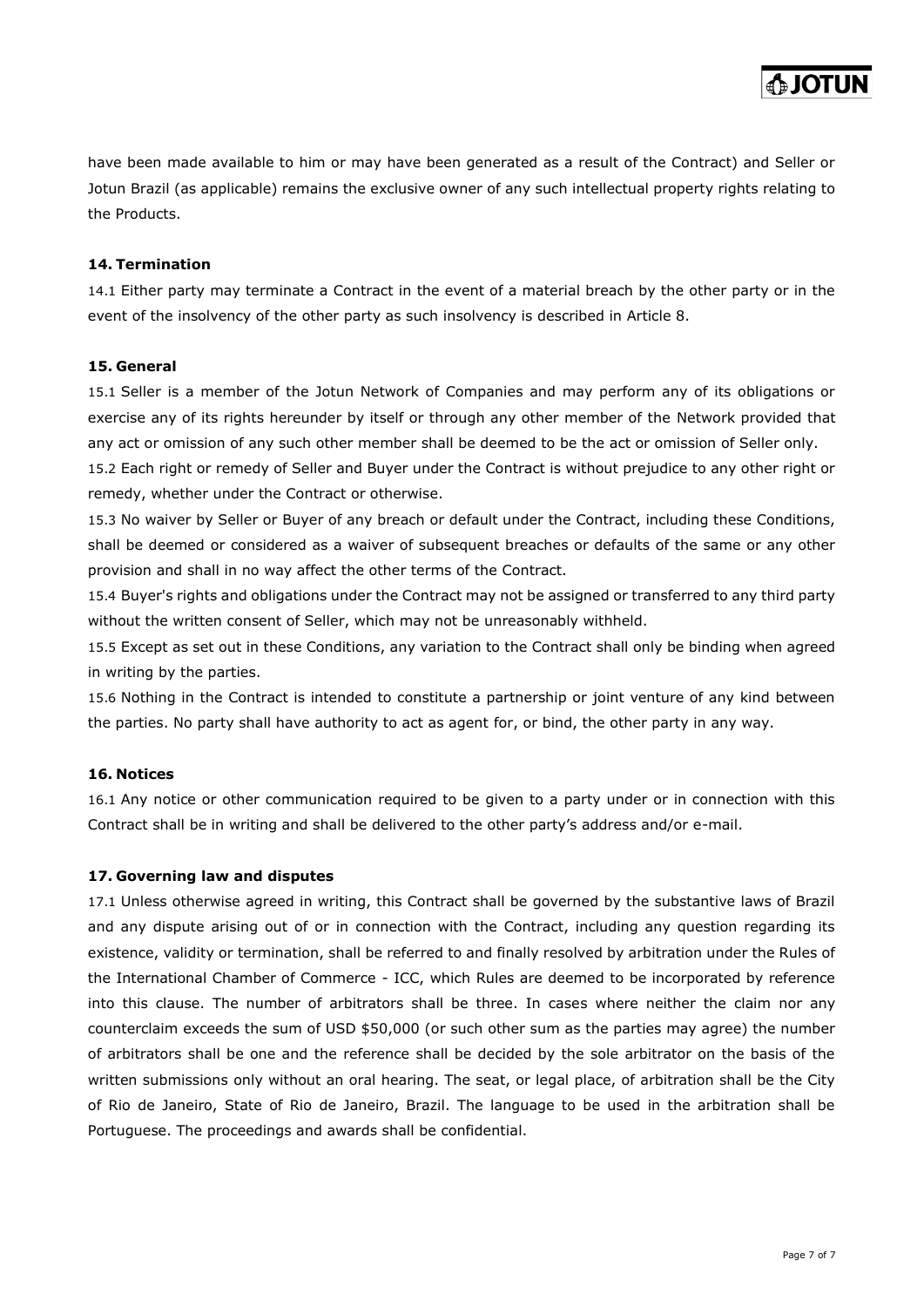have been made available to him or may have been generated as a result of the Contract) and Seller or Jotun Brazil (as applicable) remains the exclusive owner of any such intellectual property rights relating to the Products.

## 14. Termination

14.1 Either party may terminate a Contract in the event of a material breach by the other party or in the event of the insolvency of the other party as such insolvency is described in Article 8.

## 15. General

15.1 Seller is a member of the Jotun Network of Companies and may perform any of its obligations or exercise any of its rights hereunder by itself or through any other member of the Network provided that any act or omission of any such other member shall be deemed to be the act or omission of Seller only.

15.2 Each right or remedy of Seller and Buyer under the Contract is without prejudice to any other right or remedy, whether under the Contract or otherwise.

15.3 No waiver by Seller or Buyer of any breach or default under the Contract, including these Conditions, shall be deemed or considered as a waiver of subsequent breaches or defaults of the same or any other provision and shall in no way affect the other terms of the Contract.

15.4 Buyer's rights and obligations under the Contract may not be assigned or transferred to any third party without the written consent of Seller, which may not be unreasonably withheld.

15.5 Except as set out in these Conditions, any variation to the Contract shall only be binding when agreed in writing by the parties.

15.6 Nothing in the Contract is intended to constitute a partnership or joint venture of any kind between the parties. No party shall have authority to act as agent for, or bind, the other party in any way.

## 16. Notices

16.1 Any notice or other communication required to be given to a party under or in connection with this Contract shall be in writing and shall be delivered to the other party's address and/or e-mail.

## 17. Governing law and disputes

17.1 Unless otherwise agreed in writing, this Contract shall be governed by the substantive laws of Brazil and any dispute arising out of or in connection with the Contract, including any question regarding its existence, validity or termination, shall be referred to and finally resolved by arbitration under the Rules of the International Chamber of Commerce - ICC, which Rules are deemed to be incorporated by reference into this clause. The number of arbitrators shall be three. In cases where neither the claim nor any counterclaim exceeds the sum of USD $50,000 (or such other sum as the parties may agree) the number of arbitrators shall be one and the reference shall be decided by the sole arbitrator on the basis of the written submissions only without an oral hearing. The seat, or legal place, of arbitration shall be the City of Rio de Janeiro, State of Rio de Janeiro, Brazil. The language to be used in the arbitration shall be Portuguese. The proceedings and awards shall be confidential.